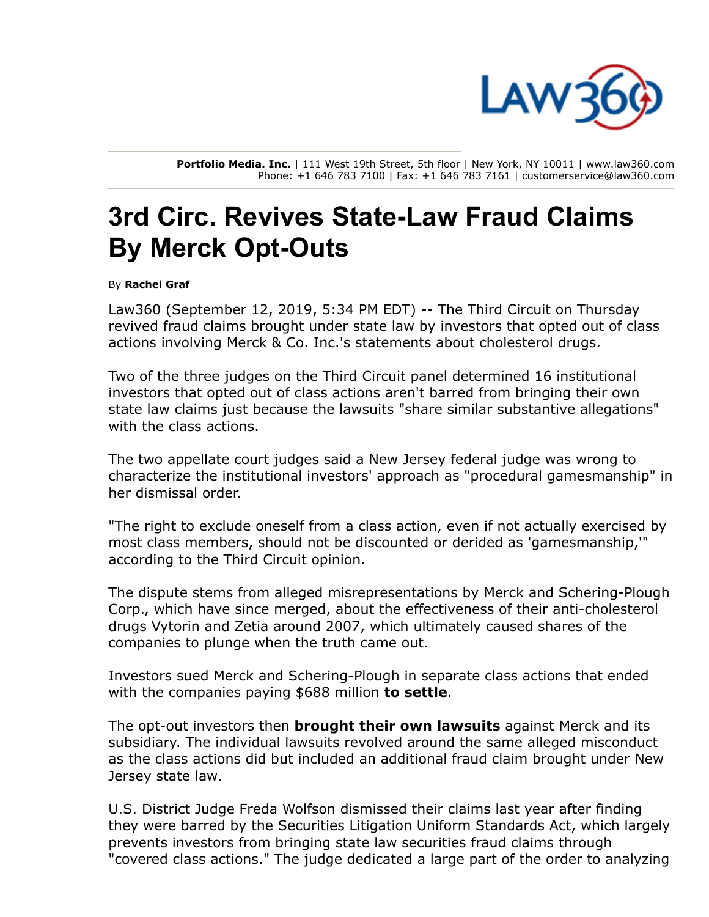Portfolio Media. Inc. | 111 West 19th Street, 5th floor | New York, NY 10011 | www.law360.com
Phone: +1 646 783 7100 | Fax: +1 646 783 7161 | customerservice@law360.com

# 3rd Circ. Revives State-Law Fraud Claims By Merck Opt-Outs

By **Rachel Graf**

Law360 (September 12, 2019, 5:34 PM EDT) -- The Third Circuit on Thursday revived fraud claims brought under state law by investors that opted out of class actions involving Merck & Co. Inc.'s statements about cholesterol drugs.

Two of the three judges on the Third Circuit panel determined 16 institutional investors that opted out of class actions aren't barred from bringing their own state law claims just because the lawsuits "share similar substantive allegations" with the class actions.

The two appellate court judges said a New Jersey federal judge was wrong to characterize the institutional investors' approach as "procedural gamesmanship" in her dismissal order.

"The right to exclude oneself from a class action, even if not actually exercised by most class members, should not be discounted or derided as 'gamesmanship,'" according to the Third Circuit opinion.

The dispute stems from alleged misrepresentations by Merck and Schering-Plough Corp., which have since merged, about the effectiveness of their anti-cholesterol drugs Vytorin and Zetia around 2007, which ultimately caused shares of the companies to plunge when the truth came out.

Investors sued Merck and Schering-Plough in separate class actions that ended with the companies paying $688 million **to settle**.

The opt-out investors then **brought their own lawsuits** against Merck and its subsidiary. The individual lawsuits revolved around the same alleged misconduct as the class actions did but included an additional fraud claim brought under New Jersey state law.

U.S. District Judge Freda Wolfson dismissed their claims last year after finding they were barred by the Securities Litigation Uniform Standards Act, which largely prevents investors from bringing state law securities fraud claims through "covered class actions." The judge dedicated a large part of the order to analyzing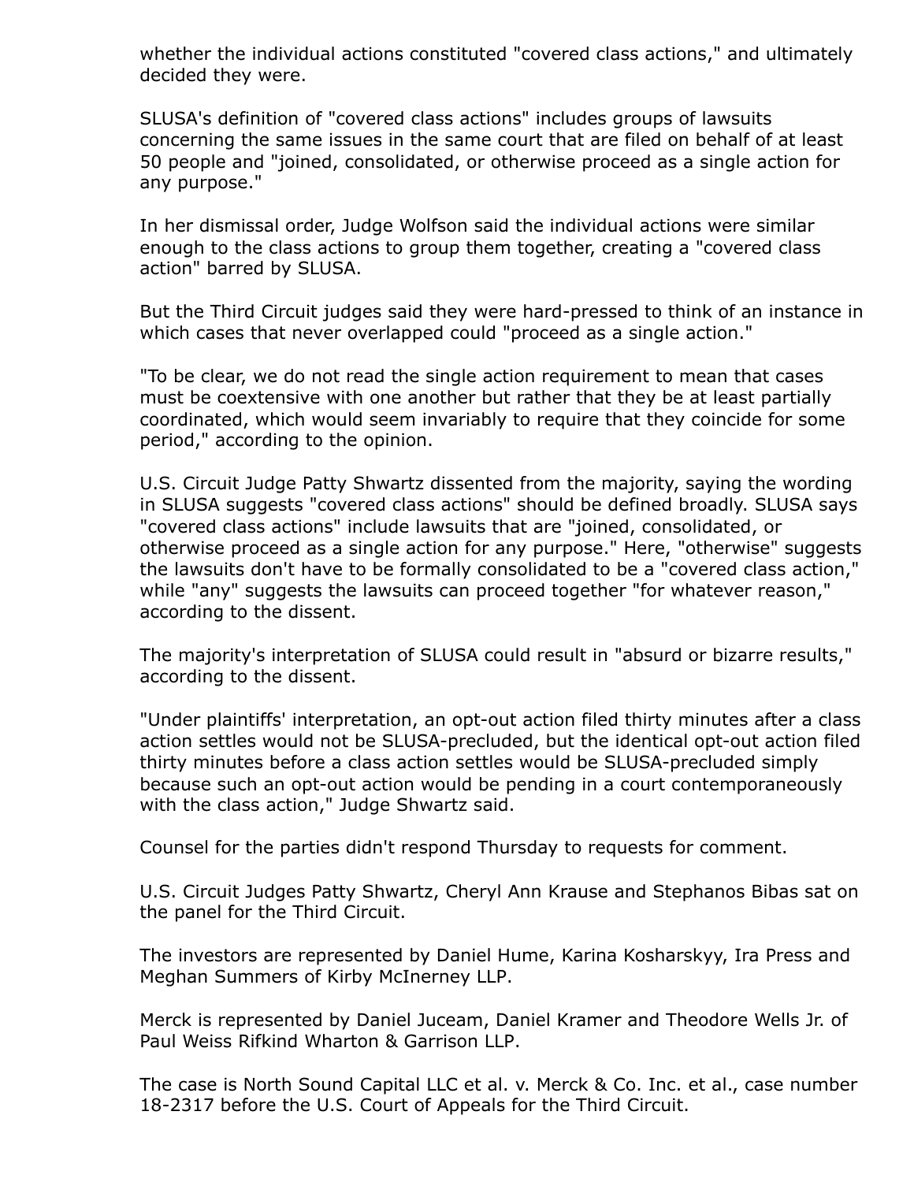whether the individual actions constituted "covered class actions," and ultimately decided they were.

SLUSA's definition of "covered class actions" includes groups of lawsuits concerning the same issues in the same court that are filed on behalf of at least 50 people and "joined, consolidated, or otherwise proceed as a single action for any purpose."

In her dismissal order, Judge Wolfson said the individual actions were similar enough to the class actions to group them together, creating a "covered class action" barred by SLUSA.

But the Third Circuit judges said they were hard-pressed to think of an instance in which cases that never overlapped could "proceed as a single action."

"To be clear, we do not read the single action requirement to mean that cases must be coextensive with one another but rather that they be at least partially coordinated, which would seem invariably to require that they coincide for some period," according to the opinion.

U.S. Circuit Judge Patty Shwartz dissented from the majority, saying the wording in SLUSA suggests "covered class actions" should be defined broadly. SLUSA says "covered class actions" include lawsuits that are "joined, consolidated, or otherwise proceed as a single action for any purpose." Here, "otherwise" suggests the lawsuits don't have to be formally consolidated to be a "covered class action," while "any" suggests the lawsuits can proceed together "for whatever reason," according to the dissent.

The majority's interpretation of SLUSA could result in "absurd or bizarre results," according to the dissent.

"Under plaintiffs' interpretation, an opt-out action filed thirty minutes after a class action settles would not be SLUSA-precluded, but the identical opt-out action filed thirty minutes before a class action settles would be SLUSA-precluded simply because such an opt-out action would be pending in a court contemporaneously with the class action," Judge Shwartz said.

Counsel for the parties didn't respond Thursday to requests for comment.

U.S. Circuit Judges Patty Shwartz, Cheryl Ann Krause and Stephanos Bibas sat on the panel for the Third Circuit.

The investors are represented by Daniel Hume, Karina Kosharskyy, Ira Press and Meghan Summers of Kirby McInerney LLP.

Merck is represented by Daniel Juceam, Daniel Kramer and Theodore Wells Jr. of Paul Weiss Rifkind Wharton & Garrison LLP.

The case is North Sound Capital LLC et al. v. Merck & Co. Inc. et al., case number 18-2317 before the U.S. Court of Appeals for the Third Circuit.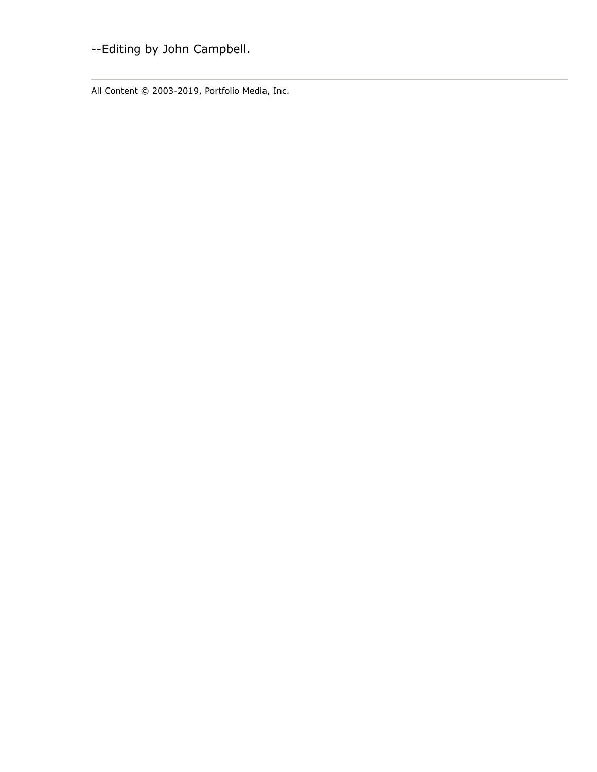--Editing by John Campbell.

---

All Content © 2003-2019, Portfolio Media, Inc.